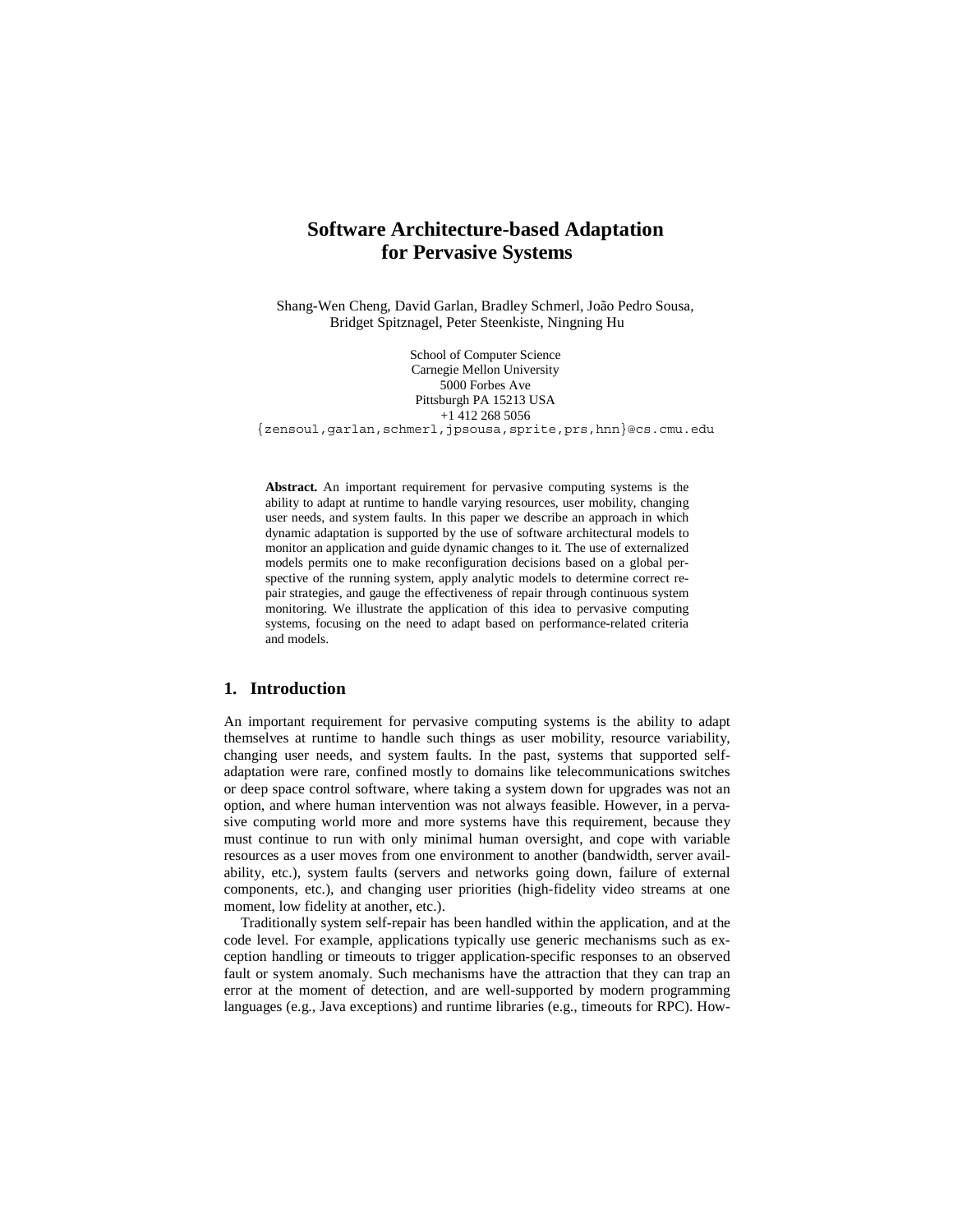# Software Architecture-based Adaptation for Pervasive Systems

Shang-Wen Cheng, David Garlan, Bradley Schmerl, João Pedro Sousa, Bridget Spitznagel, Peter Steenkiste, Ningning Hu

School of Computer Science
Carnegie Mellon University
5000 Forbes Ave
Pittsburgh PA 15213 USA
+1 412 268 5056
{zensoul,garlan,schmerl,jpsousa,sprite,prs,hnn}@cs.cmu.edu

**Abstract.** An important requirement for pervasive computing systems is the ability to adapt at runtime to handle varying resources, user mobility, changing user needs, and system faults. In this paper we describe an approach in which dynamic adaptation is supported by the use of software architectural models to monitor an application and guide dynamic changes to it. The use of externalized models permits one to make reconfiguration decisions based on a global perspective of the running system, apply analytic models to determine correct repair strategies, and gauge the effectiveness of repair through continuous system monitoring. We illustrate the application of this idea to pervasive computing systems, focusing on the need to adapt based on performance-related criteria and models.

## 1. Introduction

An important requirement for pervasive computing systems is the ability to adapt themselves at runtime to handle such things as user mobility, resource variability, changing user needs, and system faults. In the past, systems that supported self-adaptation were rare, confined mostly to domains like telecommunications switches or deep space control software, where taking a system down for upgrades was not an option, and where human intervention was not always feasible. However, in a pervasive computing world more and more systems have this requirement, because they must continue to run with only minimal human oversight, and cope with variable resources as a user moves from one environment to another (bandwidth, server availability, etc.), system faults (servers and networks going down, failure of external components, etc.), and changing user priorities (high-fidelity video streams at one moment, low fidelity at another, etc.).

Traditionally system self-repair has been handled within the application, and at the code level. For example, applications typically use generic mechanisms such as exception handling or timeouts to trigger application-specific responses to an observed fault or system anomaly. Such mechanisms have the attraction that they can trap an error at the moment of detection, and are well-supported by modern programming languages (e.g., Java exceptions) and runtime libraries (e.g., timeouts for RPC). How-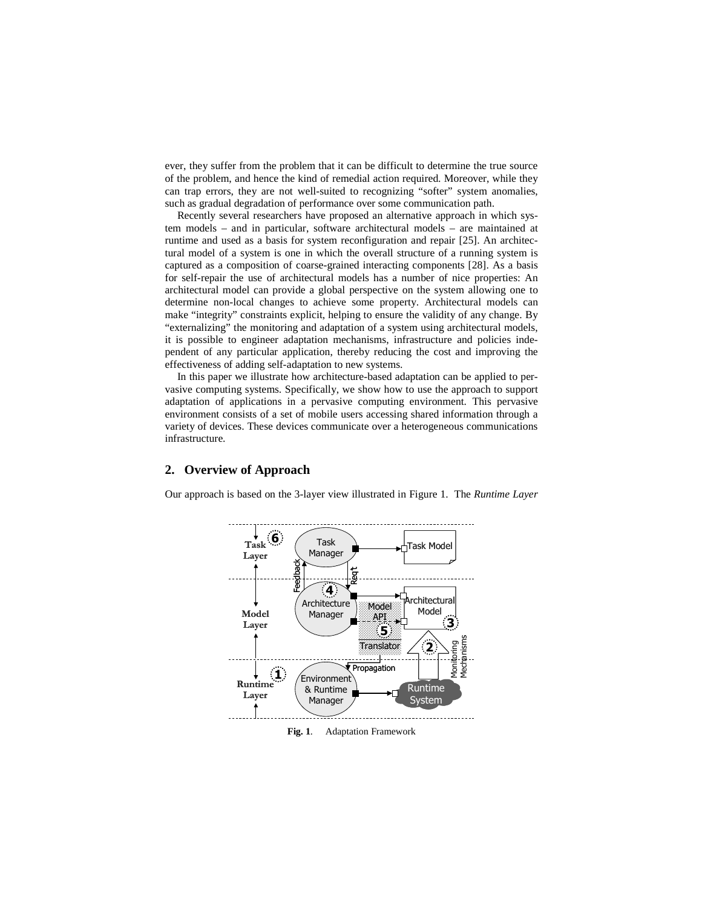ever, they suffer from the problem that it can be difficult to determine the true source of the problem, and hence the kind of remedial action required. Moreover, while they can trap errors, they are not well-suited to recognizing "softer" system anomalies, such as gradual degradation of performance over some communication path.

Recently several researchers have proposed an alternative approach in which system models – and in particular, software architectural models – are maintained at runtime and used as a basis for system reconfiguration and repair [25]. An architectural model of a system is one in which the overall structure of a running system is captured as a composition of coarse-grained interacting components [28]. As a basis for self-repair the use of architectural models has a number of nice properties: An architectural model can provide a global perspective on the system allowing one to determine non-local changes to achieve some property. Architectural models can make "integrity" constraints explicit, helping to ensure the validity of any change. By "externalizing" the monitoring and adaptation of a system using architectural models, it is possible to engineer adaptation mechanisms, infrastructure and policies independent of any particular application, thereby reducing the cost and improving the effectiveness of adding self-adaptation to new systems.

In this paper we illustrate how architecture-based adaptation can be applied to pervasive computing systems. Specifically, we show how to use the approach to support adaptation of applications in a pervasive computing environment. This pervasive environment consists of a set of mobile users accessing shared information through a variety of devices. These devices communicate over a heterogeneous communications infrastructure.

## 2. Overview of Approach

Our approach is based on the 3-layer view illustrated in Figure 1. The *Runtime Layer*

**Fig. 1**. Adaptation Framework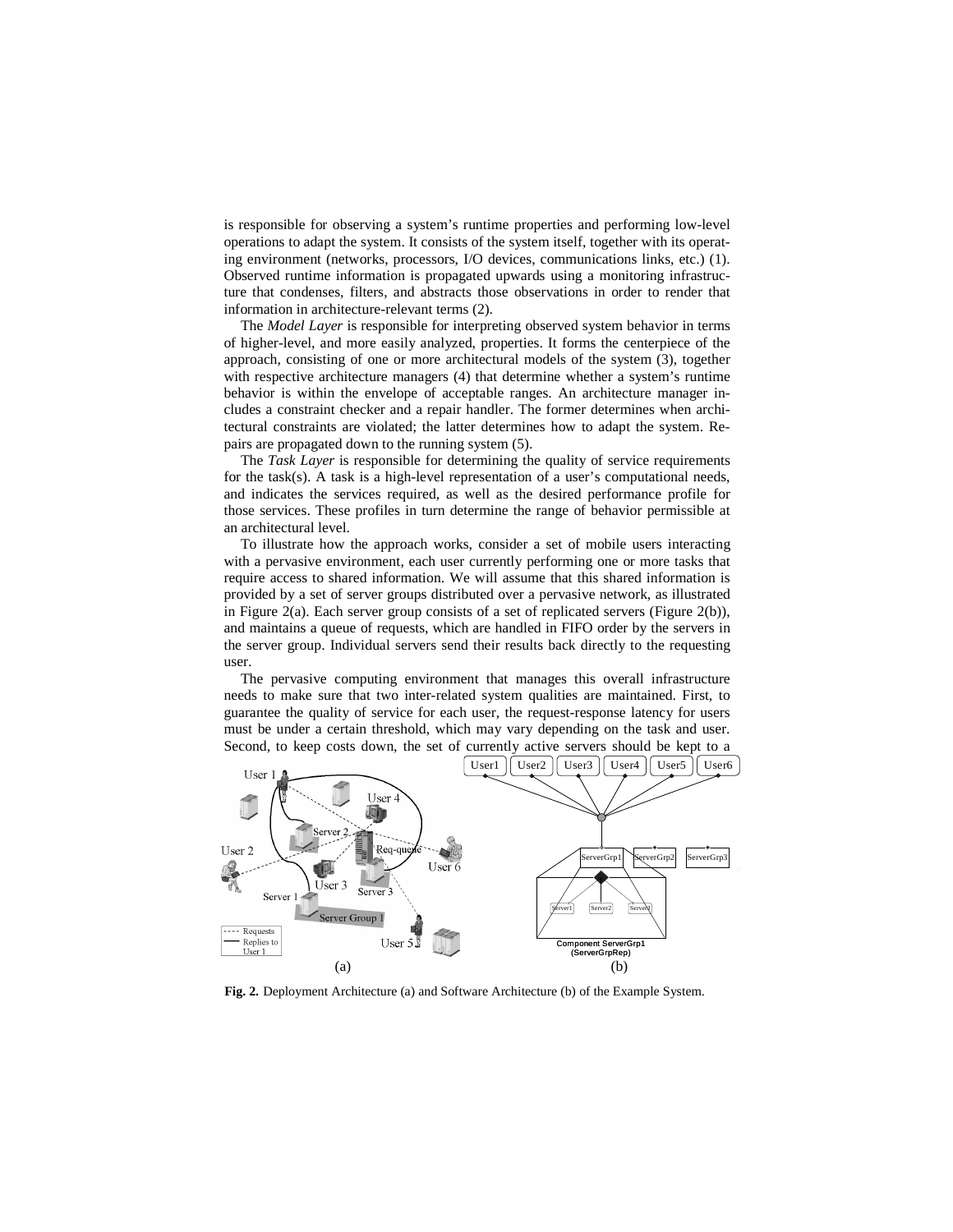is responsible for observing a system's runtime properties and performing low-level operations to adapt the system. It consists of the system itself, together with its operating environment (networks, processors, I/O devices, communications links, etc.) (1). Observed runtime information is propagated upwards using a monitoring infrastructure that condenses, filters, and abstracts those observations in order to render that information in architecture-relevant terms (2).

The *Model Layer* is responsible for interpreting observed system behavior in terms of higher-level, and more easily analyzed, properties. It forms the centerpiece of the approach, consisting of one or more architectural models of the system (3), together with respective architecture managers (4) that determine whether a system's runtime behavior is within the envelope of acceptable ranges. An architecture manager includes a constraint checker and a repair handler. The former determines when architectural constraints are violated; the latter determines how to adapt the system. Repairs are propagated down to the running system (5).

The *Task Layer* is responsible for determining the quality of service requirements for the task(s). A task is a high-level representation of a user's computational needs, and indicates the services required, as well as the desired performance profile for those services. These profiles in turn determine the range of behavior permissible at an architectural level.

To illustrate how the approach works, consider a set of mobile users interacting with a pervasive environment, each user currently performing one or more tasks that require access to shared information. We will assume that this shared information is provided by a set of server groups distributed over a pervasive network, as illustrated in Figure 2(a). Each server group consists of a set of replicated servers (Figure 2(b)), and maintains a queue of requests, which are handled in FIFO order by the servers in the server group. Individual servers send their results back directly to the requesting user.

The pervasive computing environment that manages this overall infrastructure needs to make sure that two inter-related system qualities are maintained. First, to guarantee the quality of service for each user, the request-response latency for users must be under a certain threshold, which may vary depending on the task and user. Second, to keep costs down, the set of currently active servers should be kept to a

**Fig. 2.** Deployment Architecture (a) and Software Architecture (b) of the Example System.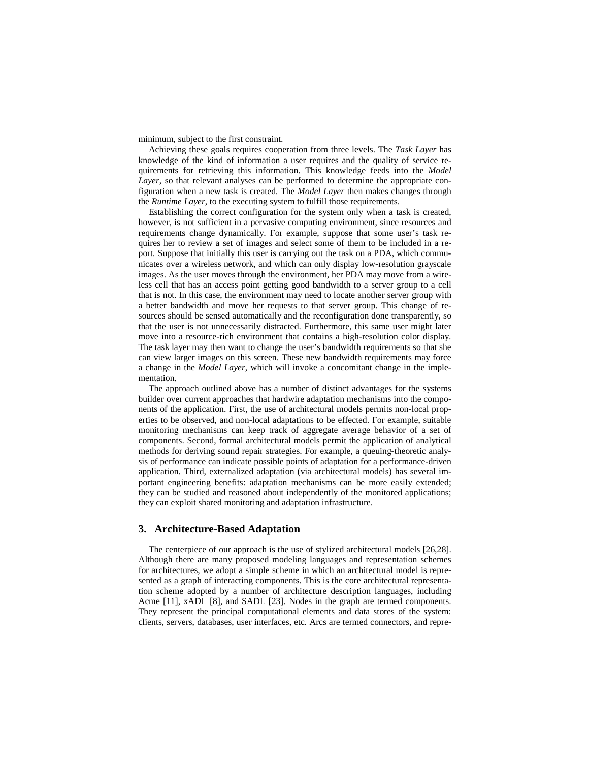minimum, subject to the first constraint.

Achieving these goals requires cooperation from three levels. The *Task Layer* has knowledge of the kind of information a user requires and the quality of service requirements for retrieving this information. This knowledge feeds into the *Model Layer*, so that relevant analyses can be performed to determine the appropriate configuration when a new task is created. The *Model Layer* then makes changes through the *Runtime Layer*, to the executing system to fulfill those requirements.

Establishing the correct configuration for the system only when a task is created, however, is not sufficient in a pervasive computing environment, since resources and requirements change dynamically. For example, suppose that some user's task requires her to review a set of images and select some of them to be included in a report. Suppose that initially this user is carrying out the task on a PDA, which communicates over a wireless network, and which can only display low-resolution grayscale images. As the user moves through the environment, her PDA may move from a wireless cell that has an access point getting good bandwidth to a server group to a cell that is not. In this case, the environment may need to locate another server group with a better bandwidth and move her requests to that server group. This change of resources should be sensed automatically and the reconfiguration done transparently, so that the user is not unnecessarily distracted. Furthermore, this same user might later move into a resource-rich environment that contains a high-resolution color display. The task layer may then want to change the user's bandwidth requirements so that she can view larger images on this screen. These new bandwidth requirements may force a change in the *Model Layer*, which will invoke a concomitant change in the implementation.

The approach outlined above has a number of distinct advantages for the systems builder over current approaches that hardwire adaptation mechanisms into the components of the application. First, the use of architectural models permits non-local properties to be observed, and non-local adaptations to be effected. For example, suitable monitoring mechanisms can keep track of aggregate average behavior of a set of components. Second, formal architectural models permit the application of analytical methods for deriving sound repair strategies. For example, a queuing-theoretic analysis of performance can indicate possible points of adaptation for a performance-driven application. Third, externalized adaptation (via architectural models) has several important engineering benefits: adaptation mechanisms can be more easily extended; they can be studied and reasoned about independently of the monitored applications; they can exploit shared monitoring and adaptation infrastructure.

## 3. Architecture-Based Adaptation

The centerpiece of our approach is the use of stylized architectural models [26,28]. Although there are many proposed modeling languages and representation schemes for architectures, we adopt a simple scheme in which an architectural model is represented as a graph of interacting components. This is the core architectural representation scheme adopted by a number of architecture description languages, including Acme [11], xADL [8], and SADL [23]. Nodes in the graph are termed components. They represent the principal computational elements and data stores of the system: clients, servers, databases, user interfaces, etc. Arcs are termed connectors, and repre-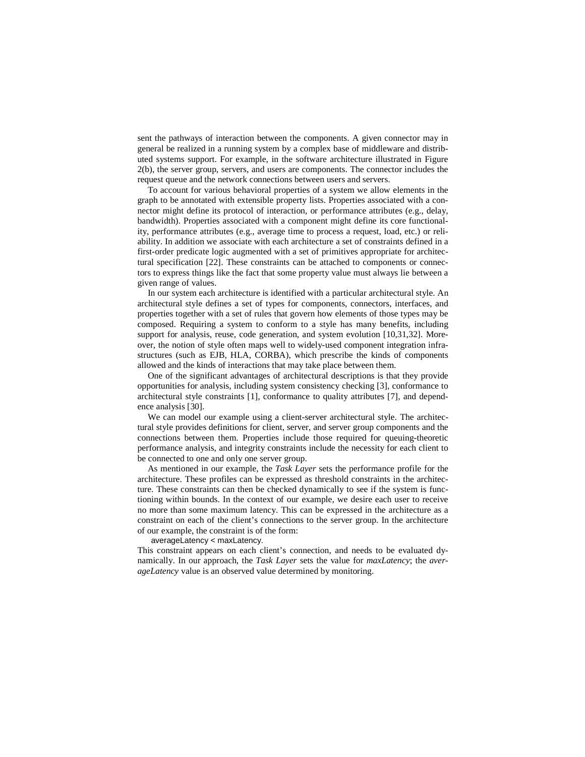sent the pathways of interaction between the components. A given connector may in general be realized in a running system by a complex base of middleware and distributed systems support. For example, in the software architecture illustrated in Figure 2(b), the server group, servers, and users are components. The connector includes the request queue and the network connections between users and servers.

To account for various behavioral properties of a system we allow elements in the graph to be annotated with extensible property lists. Properties associated with a connector might define its protocol of interaction, or performance attributes (e.g., delay, bandwidth). Properties associated with a component might define its core functionality, performance attributes (e.g., average time to process a request, load, etc.) or reliability. In addition we associate with each architecture a set of constraints defined in a first-order predicate logic augmented with a set of primitives appropriate for architectural specification [22]. These constraints can be attached to components or connectors to express things like the fact that some property value must always lie between a given range of values.

In our system each architecture is identified with a particular architectural style. An architectural style defines a set of types for components, connectors, interfaces, and properties together with a set of rules that govern how elements of those types may be composed. Requiring a system to conform to a style has many benefits, including support for analysis, reuse, code generation, and system evolution [10,31,32]. Moreover, the notion of style often maps well to widely-used component integration infrastructures (such as EJB, HLA, CORBA), which prescribe the kinds of components allowed and the kinds of interactions that may take place between them.

One of the significant advantages of architectural descriptions is that they provide opportunities for analysis, including system consistency checking [3], conformance to architectural style constraints [1], conformance to quality attributes [7], and dependence analysis [30].

We can model our example using a client-server architectural style. The architectural style provides definitions for client, server, and server group components and the connections between them. Properties include those required for queuing-theoretic performance analysis, and integrity constraints include the necessity for each client to be connected to one and only one server group.

As mentioned in our example, the *Task Layer* sets the performance profile for the architecture. These profiles can be expressed as threshold constraints in the architecture. These constraints can then be checked dynamically to see if the system is functioning within bounds. In the context of our example, we desire each user to receive no more than some maximum latency. This can be expressed in the architecture as a constraint on each of the client's connections to the server group. In the architecture of our example, the constraint is of the form:

```
averageLatency < maxLatency.
```

This constraint appears on each client's connection, and needs to be evaluated dynamically. In our approach, the *Task Layer* sets the value for *maxLatency*; the *averageLatency* value is an observed value determined by monitoring.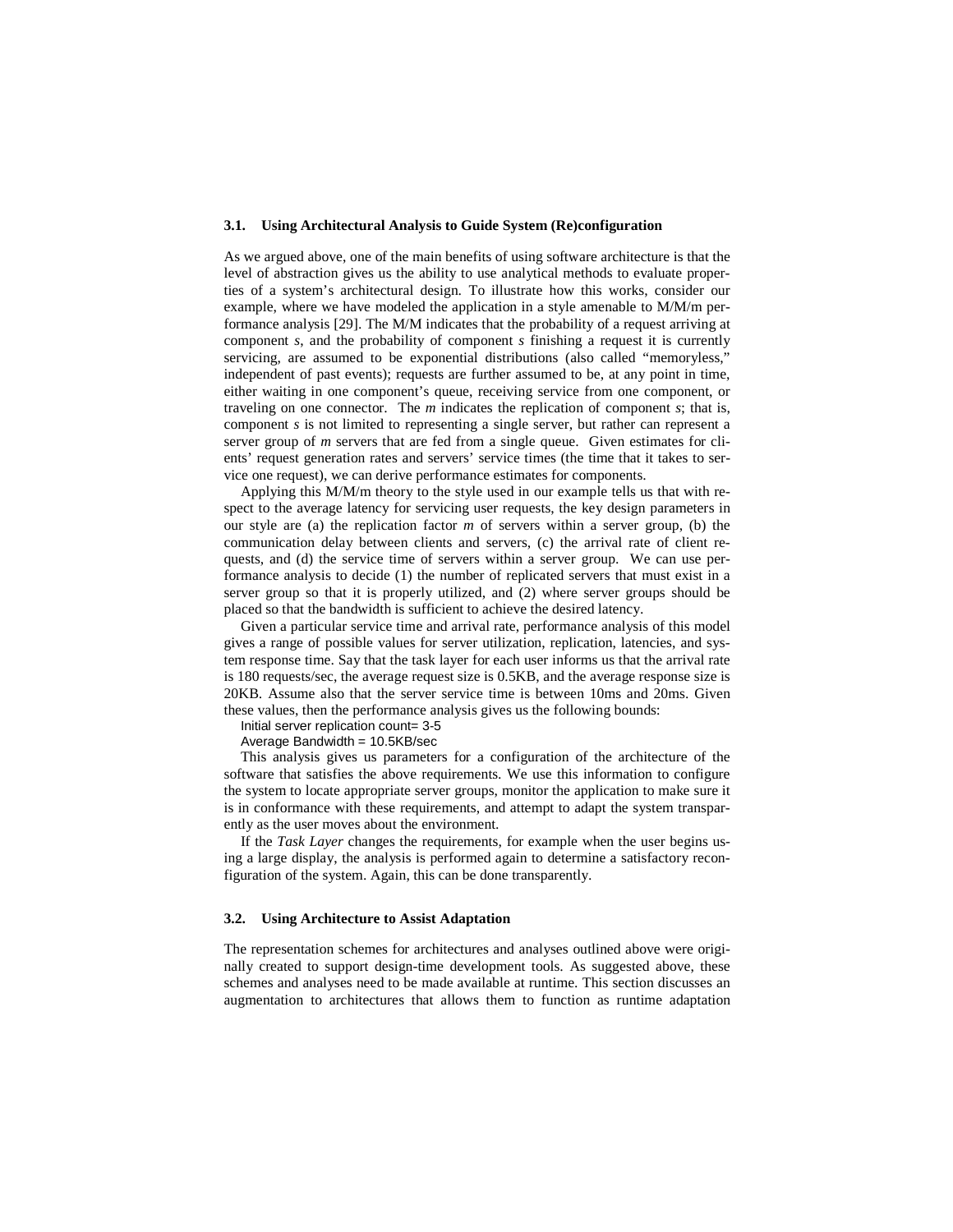### 3.1. Using Architectural Analysis to Guide System (Re)configuration

As we argued above, one of the main benefits of using software architecture is that the level of abstraction gives us the ability to use analytical methods to evaluate properties of a system's architectural design. To illustrate how this works, consider our example, where we have modeled the application in a style amenable to M/M/m performance analysis [29]. The M/M indicates that the probability of a request arriving at component *s*, and the probability of component *s* finishing a request it is currently servicing, are assumed to be exponential distributions (also called "memoryless," independent of past events); requests are further assumed to be, at any point in time, either waiting in one component's queue, receiving service from one component, or traveling on one connector. The *m* indicates the replication of component *s*; that is, component *s* is not limited to representing a single server, but rather can represent a server group of *m* servers that are fed from a single queue. Given estimates for clients' request generation rates and servers' service times (the time that it takes to service one request), we can derive performance estimates for components.

Applying this M/M/m theory to the style used in our example tells us that with respect to the average latency for servicing user requests, the key design parameters in our style are (a) the replication factor *m* of servers within a server group, (b) the communication delay between clients and servers, (c) the arrival rate of client requests, and (d) the service time of servers within a server group. We can use performance analysis to decide (1) the number of replicated servers that must exist in a server group so that it is properly utilized, and (2) where server groups should be placed so that the bandwidth is sufficient to achieve the desired latency.

Given a particular service time and arrival rate, performance analysis of this model gives a range of possible values for server utilization, replication, latencies, and system response time. Say that the task layer for each user informs us that the arrival rate is 180 requests/sec, the average request size is 0.5KB, and the average response size is 20KB. Assume also that the server service time is between 10ms and 20ms. Given these values, then the performance analysis gives us the following bounds:

Initial server replication count= 3-5

Average Bandwidth = 10.5KB/sec

This analysis gives us parameters for a configuration of the architecture of the software that satisfies the above requirements. We use this information to configure the system to locate appropriate server groups, monitor the application to make sure it is in conformance with these requirements, and attempt to adapt the system transparently as the user moves about the environment.

If the *Task Layer* changes the requirements, for example when the user begins using a large display, the analysis is performed again to determine a satisfactory reconfiguration of the system. Again, this can be done transparently.

### 3.2. Using Architecture to Assist Adaptation

The representation schemes for architectures and analyses outlined above were originally created to support design-time development tools. As suggested above, these schemes and analyses need to be made available at runtime. This section discusses an augmentation to architectures that allows them to function as runtime adaptation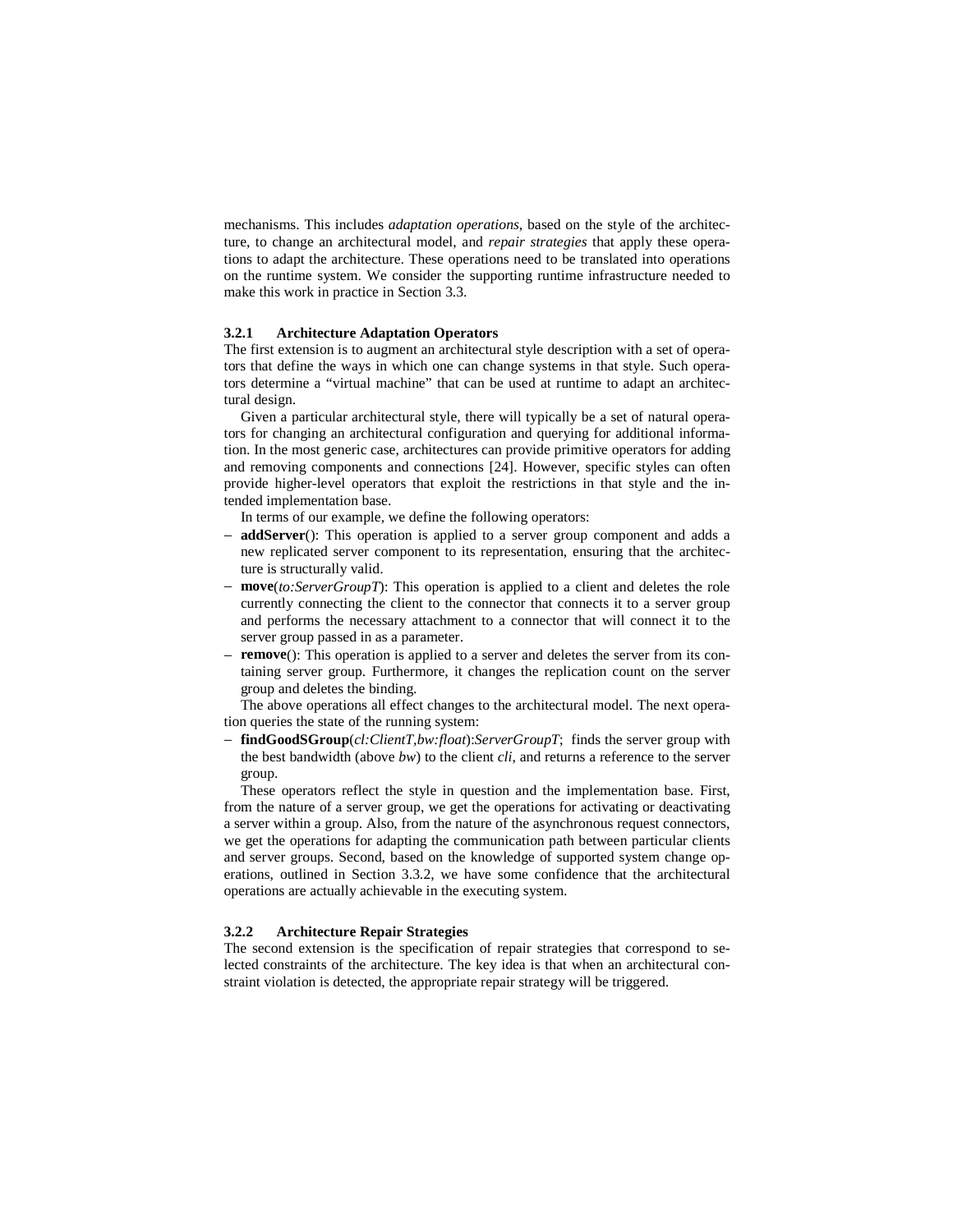mechanisms. This includes *adaptation operations*, based on the style of the architecture, to change an architectural model, and *repair strategies* that apply these operations to adapt the architecture. These operations need to be translated into operations on the runtime system. We consider the supporting runtime infrastructure needed to make this work in practice in Section 3.3.

### 3.2.1 Architecture Adaptation Operators

The first extension is to augment an architectural style description with a set of operators that define the ways in which one can change systems in that style. Such operators determine a "virtual machine" that can be used at runtime to adapt an architectural design.

Given a particular architectural style, there will typically be a set of natural operators for changing an architectural configuration and querying for additional information. In the most generic case, architectures can provide primitive operators for adding and removing components and connections [24]. However, specific styles can often provide higher-level operators that exploit the restrictions in that style and the intended implementation base.

In terms of our example, we define the following operators:

- **addServer**(): This operation is applied to a server group component and adds a new replicated server component to its representation, ensuring that the architecture is structurally valid.
- **move**(*to:ServerGroupT*): This operation is applied to a client and deletes the role currently connecting the client to the connector that connects it to a server group and performs the necessary attachment to a connector that will connect it to the server group passed in as a parameter.
- **remove**(): This operation is applied to a server and deletes the server from its containing server group. Furthermore, it changes the replication count on the server group and deletes the binding.

The above operations all effect changes to the architectural model. The next operation queries the state of the running system:

- **findGoodSGroup**(*cl:ClientT,bw:float*):*ServerGroupT*; finds the server group with the best bandwidth (above *bw*) to the client *cli*, and returns a reference to the server group.

These operators reflect the style in question and the implementation base. First, from the nature of a server group, we get the operations for activating or deactivating a server within a group. Also, from the nature of the asynchronous request connectors, we get the operations for adapting the communication path between particular clients and server groups. Second, based on the knowledge of supported system change operations, outlined in Section 3.3.2, we have some confidence that the architectural operations are actually achievable in the executing system.

### 3.2.2 Architecture Repair Strategies

The second extension is the specification of repair strategies that correspond to selected constraints of the architecture. The key idea is that when an architectural constraint violation is detected, the appropriate repair strategy will be triggered.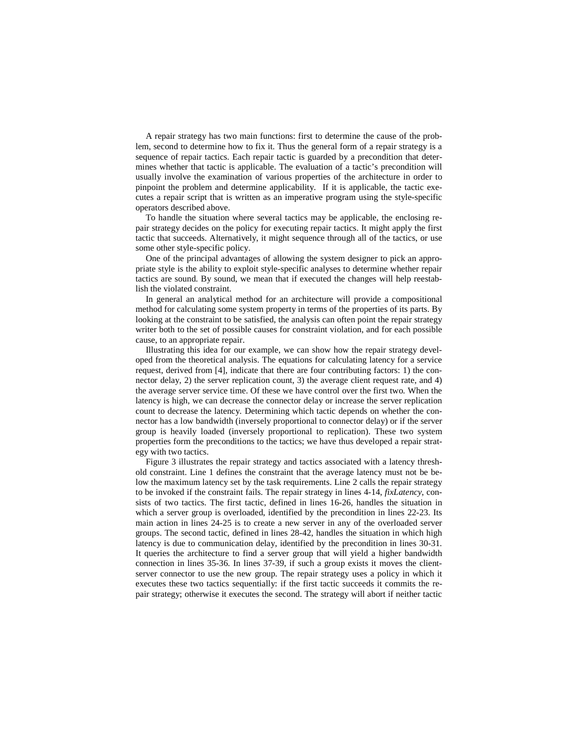A repair strategy has two main functions: first to determine the cause of the problem, second to determine how to fix it. Thus the general form of a repair strategy is a sequence of repair tactics. Each repair tactic is guarded by a precondition that determines whether that tactic is applicable. The evaluation of a tactic's precondition will usually involve the examination of various properties of the architecture in order to pinpoint the problem and determine applicability. If it is applicable, the tactic executes a repair script that is written as an imperative program using the style-specific operators described above.

To handle the situation where several tactics may be applicable, the enclosing repair strategy decides on the policy for executing repair tactics. It might apply the first tactic that succeeds. Alternatively, it might sequence through all of the tactics, or use some other style-specific policy.

One of the principal advantages of allowing the system designer to pick an appropriate style is the ability to exploit style-specific analyses to determine whether repair tactics are sound. By sound, we mean that if executed the changes will help reestablish the violated constraint.

In general an analytical method for an architecture will provide a compositional method for calculating some system property in terms of the properties of its parts. By looking at the constraint to be satisfied, the analysis can often point the repair strategy writer both to the set of possible causes for constraint violation, and for each possible cause, to an appropriate repair.

Illustrating this idea for our example, we can show how the repair strategy developed from the theoretical analysis. The equations for calculating latency for a service request, derived from [4], indicate that there are four contributing factors: 1) the connector delay, 2) the server replication count, 3) the average client request rate, and 4) the average server service time. Of these we have control over the first two. When the latency is high, we can decrease the connector delay or increase the server replication count to decrease the latency. Determining which tactic depends on whether the connector has a low bandwidth (inversely proportional to connector delay) or if the server group is heavily loaded (inversely proportional to replication). These two system properties form the preconditions to the tactics; we have thus developed a repair strategy with two tactics.

Figure 3 illustrates the repair strategy and tactics associated with a latency threshold constraint. Line 1 defines the constraint that the average latency must not be below the maximum latency set by the task requirements. Line 2 calls the repair strategy to be invoked if the constraint fails. The repair strategy in lines 4-14, *fixLatency*, consists of two tactics. The first tactic, defined in lines 16-26, handles the situation in which a server group is overloaded, identified by the precondition in lines 22-23. Its main action in lines 24-25 is to create a new server in any of the overloaded server groups. The second tactic, defined in lines 28-42, handles the situation in which high latency is due to communication delay, identified by the precondition in lines 30-31. It queries the architecture to find a server group that will yield a higher bandwidth connection in lines 35-36. In lines 37-39, if such a group exists it moves the client-server connector to use the new group. The repair strategy uses a policy in which it executes these two tactics sequentially: if the first tactic succeeds it commits the repair strategy; otherwise it executes the second. The strategy will abort if neither tactic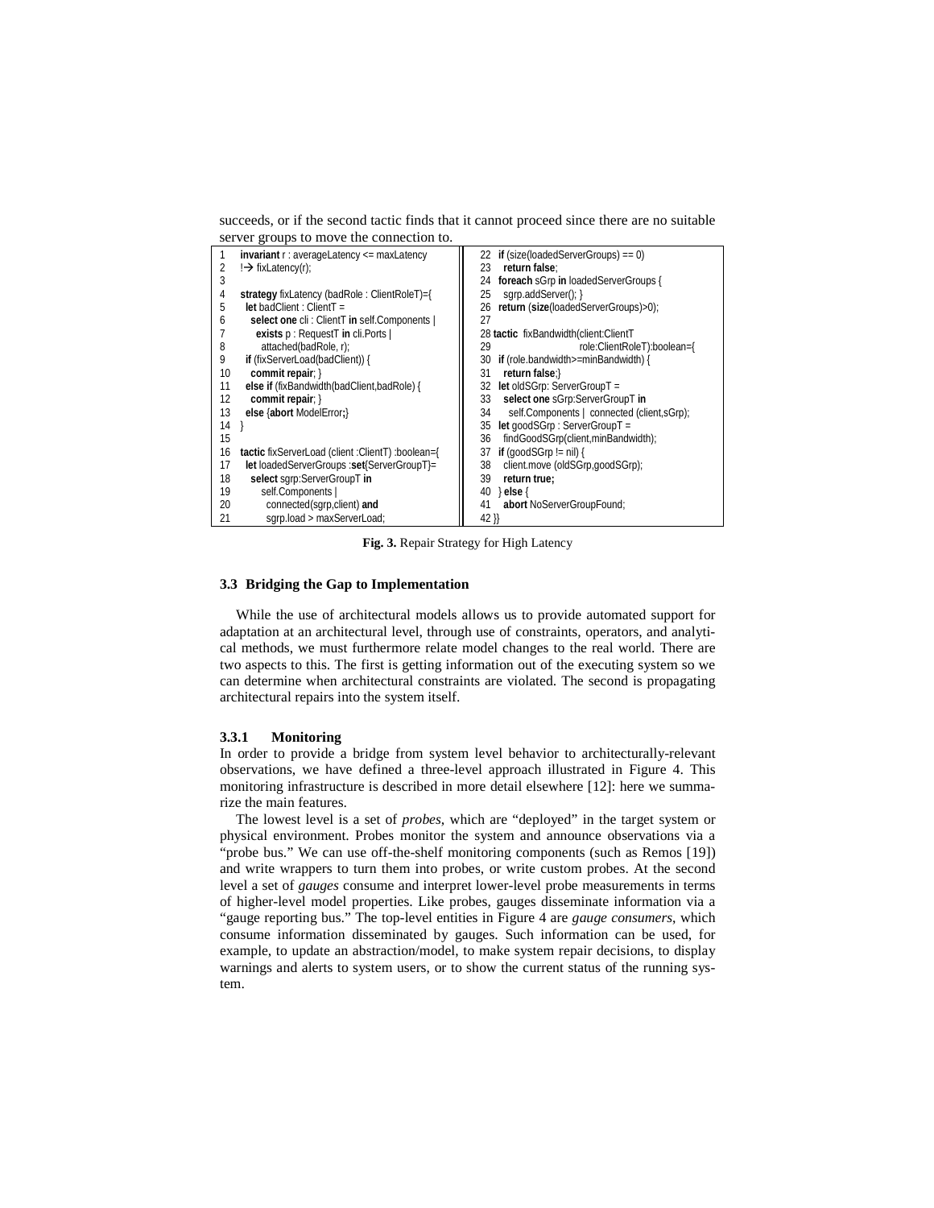succeeds, or if the second tactic finds that it cannot proceed since there are no suitable server groups to move the connection to.

```
1   invariant r : averageLatency <= maxLatency
2   !→ fixLatency(r);
3
4   strategy fixLatency (badRole : ClientRoleT)={
5     let badClient : ClientT =
6       select one cli : ClientT in self.Components |
7         exists p : RequestT in cli.Ports |
8           attached(badRole, r);
9     if (fixServerLoad(badClient)) {
10      commit repair; }
11    else if (fixBandwidth(badClient,badRole) {
12      commit repair; }
13    else {abort ModelError;}
14  }
15
16  tactic fixServerLoad (client :ClientT) :boolean={
17    let loadedServerGroups :set{ServerGroupT}=
18      select sgrp:ServerGroupT in
19        self.Components |
20          connected(sgrp,client) and
21            sgrp.load > maxServerLoad;
22    if (size(loadedServerGroups) == 0)
23      return false;
24    foreach sGrp in loadedServerGroups {
25      sgrp.addServer(); }
26    return (size(loadedServerGroups)>0);
27
28  tactic  fixBandwidth(client:ClientT
29                          role:ClientRoleT):boolean={
30    if (role.bandwidth>=minBandwidth) {
31      return false;}
32    let oldSGrp: ServerGroupT =
33      select one sGrp:ServerGroupT in
34        self.Components |  connected (client,sGrp);
35    let goodSGrp : ServerGroupT =
36      findGoodSGrp(client,minBandwidth);
37    if (goodSGrp != nil) {
38      client.move (oldSGrp,goodSGrp);
39      return true;
40    } else {
41      abort NoServerGroupFound;
42  }}
```

**Fig. 3.** Repair Strategy for High Latency

### 3.3 Bridging the Gap to Implementation

While the use of architectural models allows us to provide automated support for adaptation at an architectural level, through use of constraints, operators, and analytical methods, we must furthermore relate model changes to the real world. There are two aspects to this. The first is getting information out of the executing system so we can determine when architectural constraints are violated. The second is propagating architectural repairs into the system itself.

#### 3.3.1 Monitoring

In order to provide a bridge from system level behavior to architecturally-relevant observations, we have defined a three-level approach illustrated in Figure 4. This monitoring infrastructure is described in more detail elsewhere [12]: here we summarize the main features.

The lowest level is a set of *probes*, which are "deployed" in the target system or physical environment. Probes monitor the system and announce observations via a "probe bus." We can use off-the-shelf monitoring components (such as Remos [19]) and write wrappers to turn them into probes, or write custom probes. At the second level a set of *gauges* consume and interpret lower-level probe measurements in terms of higher-level model properties. Like probes, gauges disseminate information via a "gauge reporting bus." The top-level entities in Figure 4 are *gauge consumers*, which consume information disseminated by gauges. Such information can be used, for example, to update an abstraction/model, to make system repair decisions, to display warnings and alerts to system users, or to show the current status of the running system.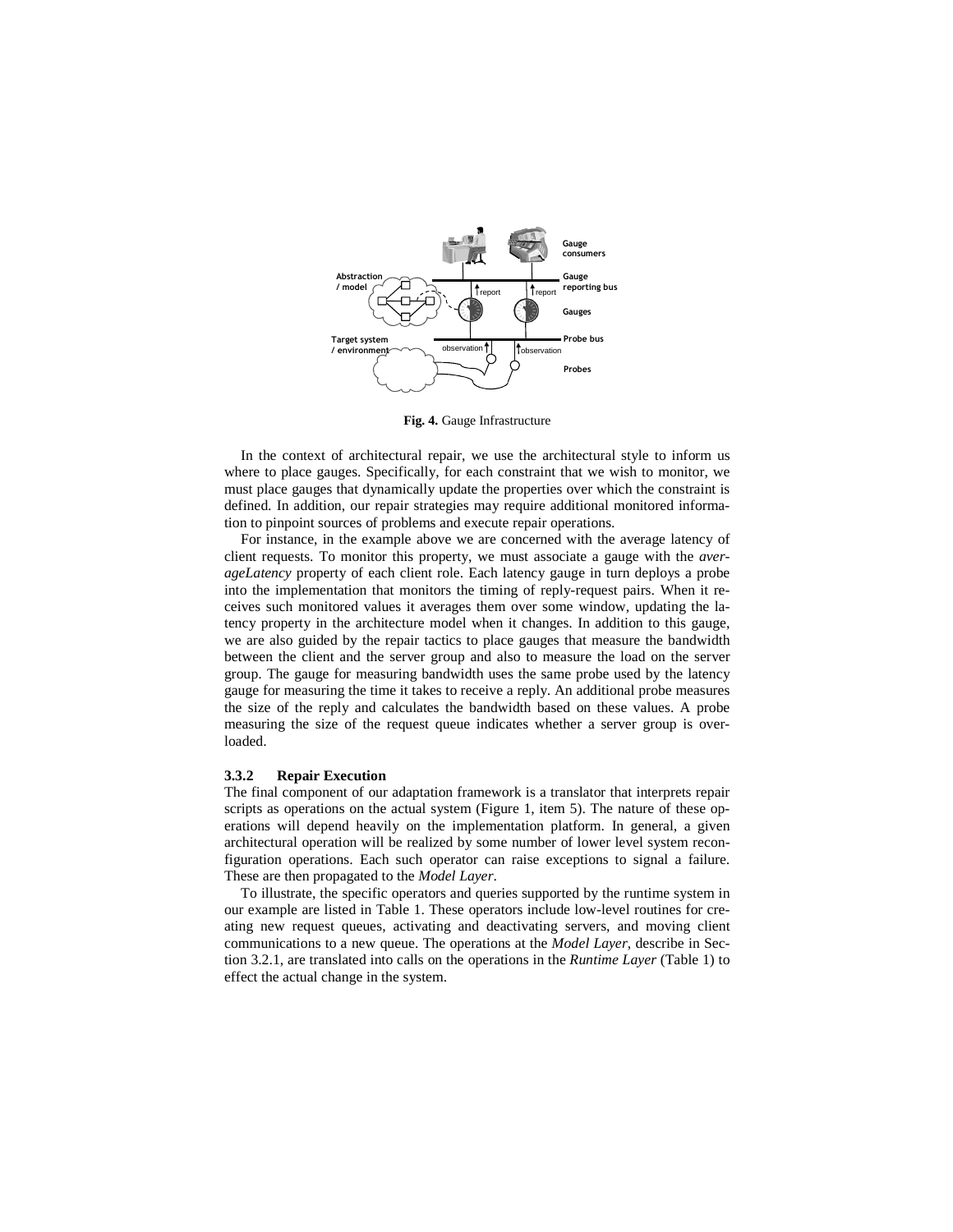**Fig. 4.** Gauge Infrastructure

In the context of architectural repair, we use the architectural style to inform us where to place gauges. Specifically, for each constraint that we wish to monitor, we must place gauges that dynamically update the properties over which the constraint is defined. In addition, our repair strategies may require additional monitored information to pinpoint sources of problems and execute repair operations.

For instance, in the example above we are concerned with the average latency of client requests. To monitor this property, we must associate a gauge with the *averageLatency* property of each client role. Each latency gauge in turn deploys a probe into the implementation that monitors the timing of reply-request pairs. When it receives such monitored values it averages them over some window, updating the latency property in the architecture model when it changes. In addition to this gauge, we are also guided by the repair tactics to place gauges that measure the bandwidth between the client and the server group and also to measure the load on the server group. The gauge for measuring bandwidth uses the same probe used by the latency gauge for measuring the time it takes to receive a reply. An additional probe measures the size of the reply and calculates the bandwidth based on these values. A probe measuring the size of the request queue indicates whether a server group is overloaded.

### 3.3.2 Repair Execution

The final component of our adaptation framework is a translator that interprets repair scripts as operations on the actual system (Figure 1, item 5). The nature of these operations will depend heavily on the implementation platform. In general, a given architectural operation will be realized by some number of lower level system reconfiguration operations. Each such operator can raise exceptions to signal a failure. These are then propagated to the *Model Layer*.

To illustrate, the specific operators and queries supported by the runtime system in our example are listed in Table 1. These operators include low-level routines for creating new request queues, activating and deactivating servers, and moving client communications to a new queue. The operations at the *Model Layer*, describe in Section 3.2.1, are translated into calls on the operations in the *Runtime Layer* (Table 1) to effect the actual change in the system.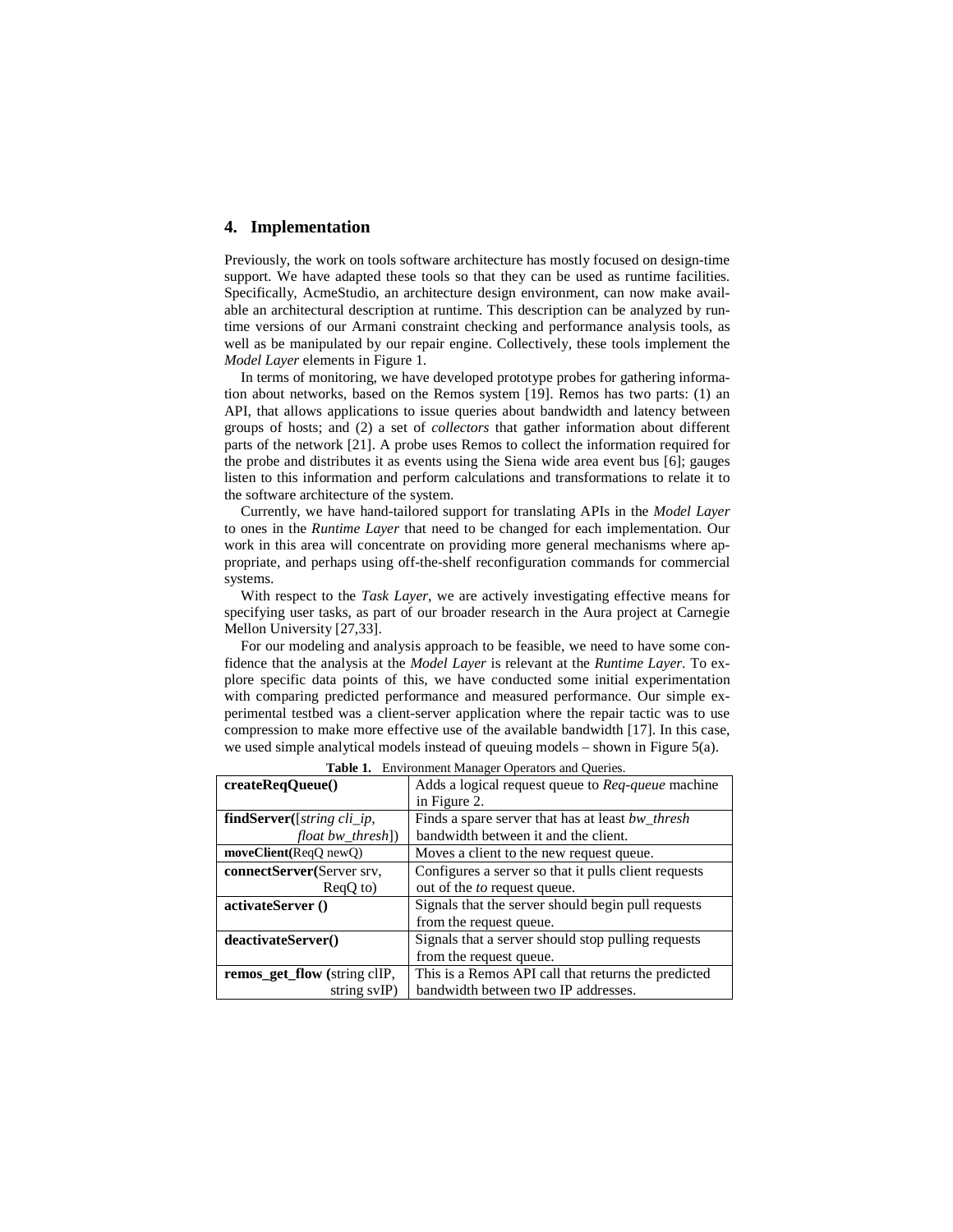## 4. Implementation

Previously, the work on tools software architecture has mostly focused on design-time support. We have adapted these tools so that they can be used as runtime facilities. Specifically, AcmeStudio, an architecture design environment, can now make available an architectural description at runtime. This description can be analyzed by runtime versions of our Armani constraint checking and performance analysis tools, as well as be manipulated by our repair engine. Collectively, these tools implement the *Model Layer* elements in Figure 1.

In terms of monitoring, we have developed prototype probes for gathering information about networks, based on the Remos system [19]. Remos has two parts: (1) an API, that allows applications to issue queries about bandwidth and latency between groups of hosts; and (2) a set of *collectors* that gather information about different parts of the network [21]. A probe uses Remos to collect the information required for the probe and distributes it as events using the Siena wide area event bus [6]; gauges listen to this information and perform calculations and transformations to relate it to the software architecture of the system.

Currently, we have hand-tailored support for translating APIs in the *Model Layer* to ones in the *Runtime Layer* that need to be changed for each implementation. Our work in this area will concentrate on providing more general mechanisms where appropriate, and perhaps using off-the-shelf reconfiguration commands for commercial systems.

With respect to the *Task Layer*, we are actively investigating effective means for specifying user tasks, as part of our broader research in the Aura project at Carnegie Mellon University [27,33].

For our modeling and analysis approach to be feasible, we need to have some confidence that the analysis at the *Model Layer* is relevant at the *Runtime Layer*. To explore specific data points of this, we have conducted some initial experimentation with comparing predicted performance and measured performance. Our simple experimental testbed was a client-server application where the repair tactic was to use compression to make more effective use of the available bandwidth [17]. In this case, we used simple analytical models instead of queuing models – shown in Figure 5(a).

**Table 1.** Environment Manager Operators and Queries.

| | |
|---|---|
| **createReqQueue()** | Adds a logical request queue to *Req-queue* machine in Figure 2. |
| **findServer(**[*string cli_ip, float bw_thresh*]) | Finds a spare server that has at least *bw_thresh* bandwidth between it and the client. |
| **moveClient(**ReqQ newQ) | Moves a client to the new request queue. |
| **connectServer(**Server srv, ReqQ to) | Configures a server so that it pulls client requests out of the *to* request queue. |
| **activateServer ()** | Signals that the server should begin pull requests from the request queue. |
| **deactivateServer()** | Signals that a server should stop pulling requests from the request queue. |
| **remos_get_flow (**string clIP, string svIP) | This is a Remos API call that returns the predicted bandwidth between two IP addresses. |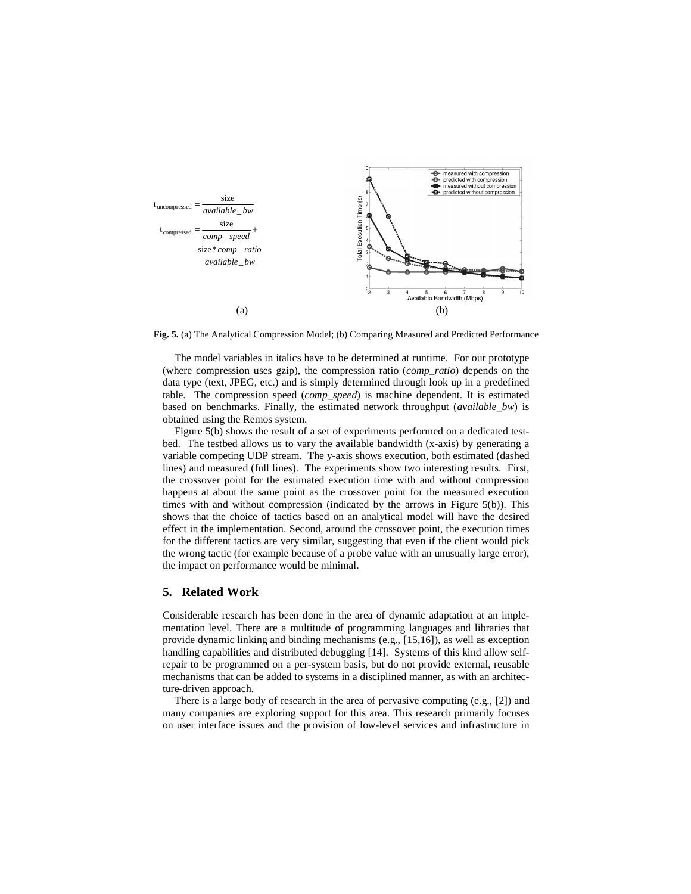$$t_{\text{uncompressed}} = \frac{\text{size}}{available\_bw}$$

$$t_{\text{compressed}} = \frac{\text{size}}{comp\_speed} + \frac{\text{size} * comp\_ratio}{available\_bw}$$

(a)

(b)

**Fig. 5.** (a) The Analytical Compression Model; (b) Comparing Measured and Predicted Performance

The model variables in italics have to be determined at runtime. For our prototype (where compression uses gzip), the compression ratio (*comp_ratio*) depends on the data type (text, JPEG, etc.) and is simply determined through look up in a predefined table. The compression speed (*comp_speed*) is machine dependent. It is estimated based on benchmarks. Finally, the estimated network throughput (*available_bw*) is obtained using the Remos system.

Figure 5(b) shows the result of a set of experiments performed on a dedicated testbed. The testbed allows us to vary the available bandwidth (x-axis) by generating a variable competing UDP stream. The y-axis shows execution, both estimated (dashed lines) and measured (full lines). The experiments show two interesting results. First, the crossover point for the estimated execution time with and without compression happens at about the same point as the crossover point for the measured execution times with and without compression (indicated by the arrows in Figure 5(b)). This shows that the choice of tactics based on an analytical model will have the desired effect in the implementation. Second, around the crossover point, the execution times for the different tactics are very similar, suggesting that even if the client would pick the wrong tactic (for example because of a probe value with an unusually large error), the impact on performance would be minimal.

## 5. Related Work

Considerable research has been done in the area of dynamic adaptation at an implementation level. There are a multitude of programming languages and libraries that provide dynamic linking and binding mechanisms (e.g., [15,16]), as well as exception handling capabilities and distributed debugging [14]. Systems of this kind allow self-repair to be programmed on a per-system basis, but do not provide external, reusable mechanisms that can be added to systems in a disciplined manner, as with an architecture-driven approach.

There is a large body of research in the area of pervasive computing (e.g., [2]) and many companies are exploring support for this area. This research primarily focuses on user interface issues and the provision of low-level services and infrastructure in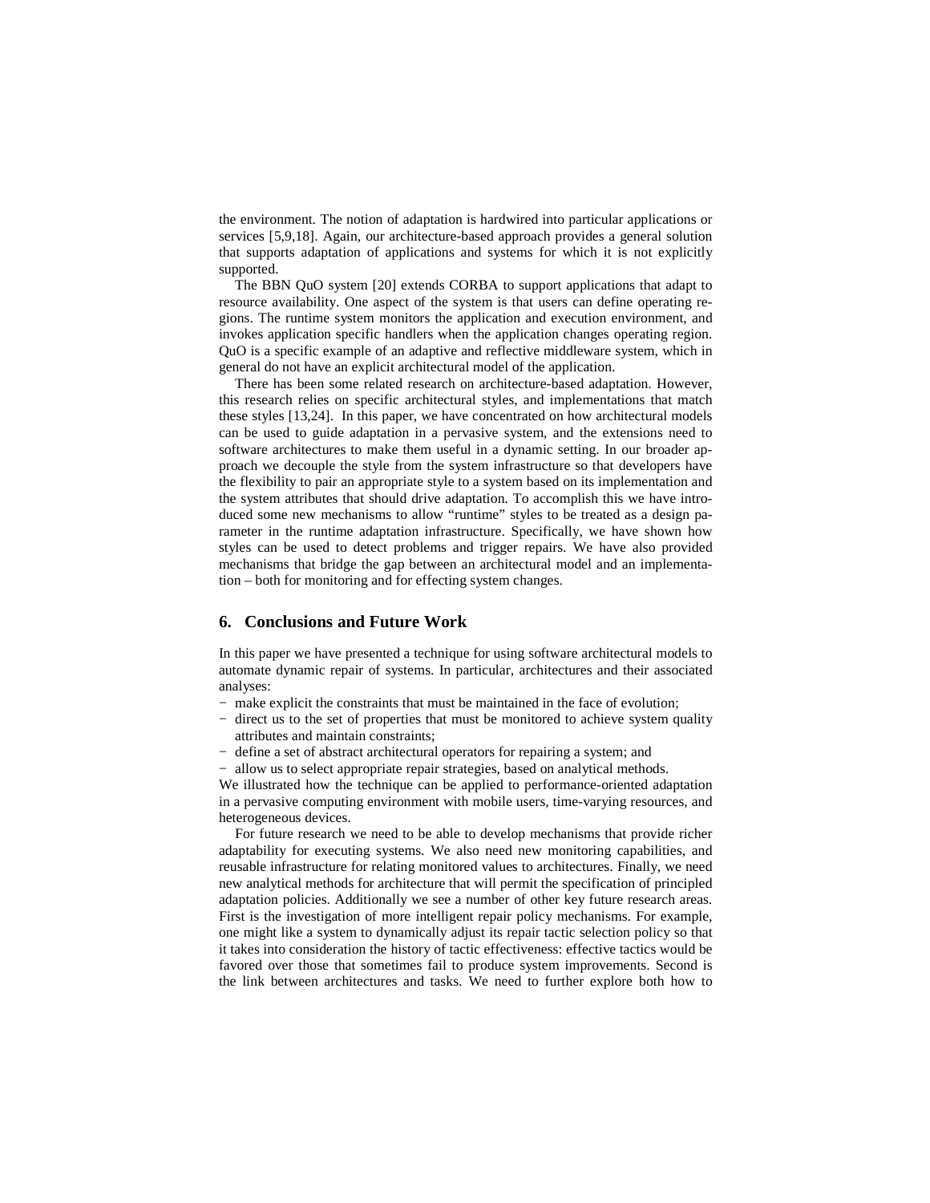the environment. The notion of adaptation is hardwired into particular applications or services [5,9,18]. Again, our architecture-based approach provides a general solution that supports adaptation of applications and systems for which it is not explicitly supported.

The BBN QuO system [20] extends CORBA to support applications that adapt to resource availability. One aspect of the system is that users can define operating regions. The runtime system monitors the application and execution environment, and invokes application specific handlers when the application changes operating region. QuO is a specific example of an adaptive and reflective middleware system, which in general do not have an explicit architectural model of the application.

There has been some related research on architecture-based adaptation. However, this research relies on specific architectural styles, and implementations that match these styles [13,24]. In this paper, we have concentrated on how architectural models can be used to guide adaptation in a pervasive system, and the extensions need to software architectures to make them useful in a dynamic setting. In our broader approach we decouple the style from the system infrastructure so that developers have the flexibility to pair an appropriate style to a system based on its implementation and the system attributes that should drive adaptation. To accomplish this we have introduced some new mechanisms to allow "runtime" styles to be treated as a design parameter in the runtime adaptation infrastructure. Specifically, we have shown how styles can be used to detect problems and trigger repairs. We have also provided mechanisms that bridge the gap between an architectural model and an implementation – both for monitoring and for effecting system changes.

## 6. Conclusions and Future Work

In this paper we have presented a technique for using software architectural models to automate dynamic repair of systems. In particular, architectures and their associated analyses:

- make explicit the constraints that must be maintained in the face of evolution;
- direct us to the set of properties that must be monitored to achieve system quality attributes and maintain constraints;
- define a set of abstract architectural operators for repairing a system; and
- allow us to select appropriate repair strategies, based on analytical methods.

We illustrated how the technique can be applied to performance-oriented adaptation in a pervasive computing environment with mobile users, time-varying resources, and heterogeneous devices.

For future research we need to be able to develop mechanisms that provide richer adaptability for executing systems. We also need new monitoring capabilities, and reusable infrastructure for relating monitored values to architectures. Finally, we need new analytical methods for architecture that will permit the specification of principled adaptation policies. Additionally we see a number of other key future research areas. First is the investigation of more intelligent repair policy mechanisms. For example, one might like a system to dynamically adjust its repair tactic selection policy so that it takes into consideration the history of tactic effectiveness: effective tactics would be favored over those that sometimes fail to produce system improvements. Second is the link between architectures and tasks. We need to further explore both how to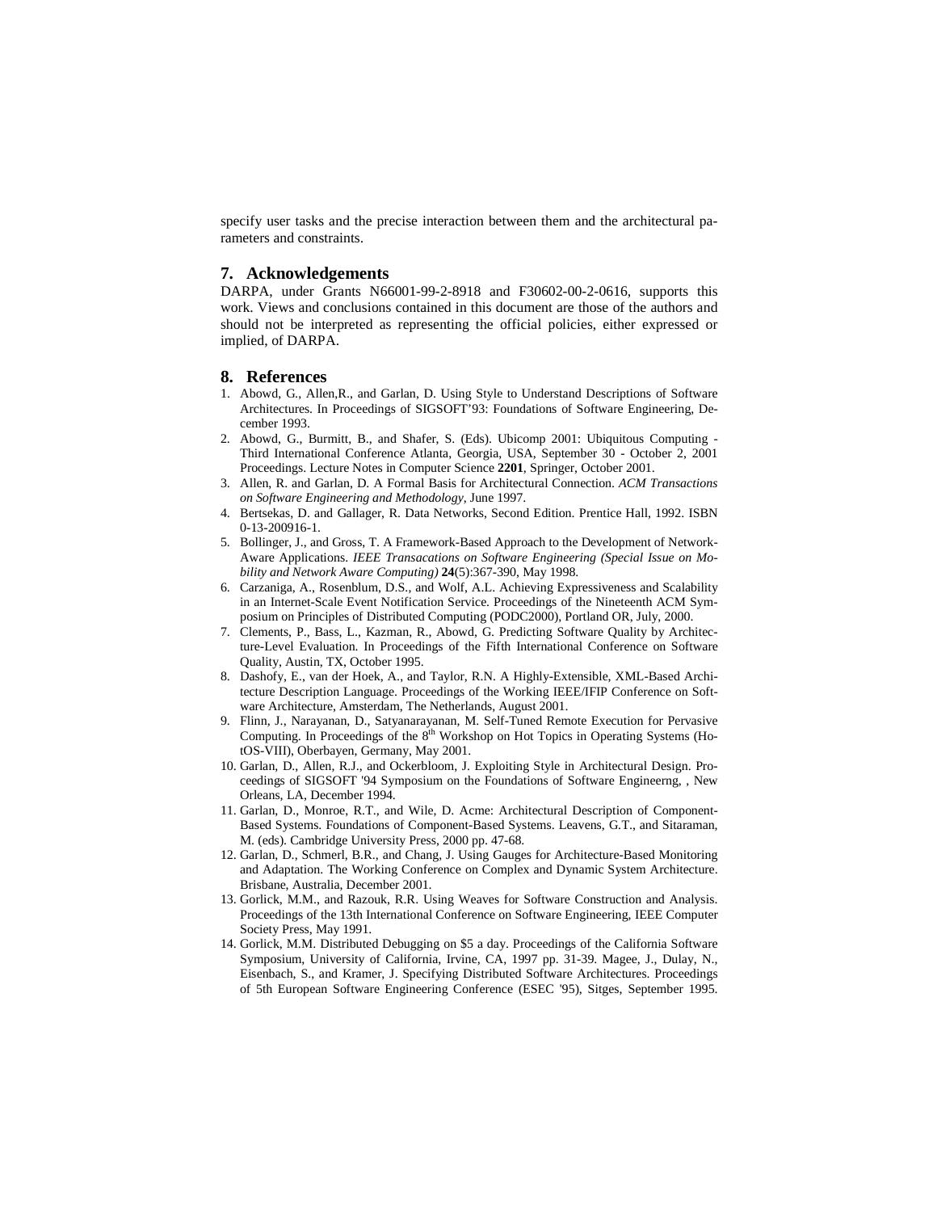specify user tasks and the precise interaction between them and the architectural parameters and constraints.

## 7. Acknowledgements

DARPA, under Grants N66001-99-2-8918 and F30602-00-2-0616, supports this work. Views and conclusions contained in this document are those of the authors and should not be interpreted as representing the official policies, either expressed or implied, of DARPA.

## 8. References

1. Abowd, G., Allen,R., and Garlan, D. Using Style to Understand Descriptions of Software Architectures. In Proceedings of SIGSOFT'93: Foundations of Software Engineering, December 1993.
2. Abowd, G., Burmitt, B., and Shafer, S. (Eds). Ubicomp 2001: Ubiquitous Computing - Third International Conference Atlanta, Georgia, USA, September 30 - October 2, 2001 Proceedings. Lecture Notes in Computer Science **2201**, Springer, October 2001.
3. Allen, R. and Garlan, D. A Formal Basis for Architectural Connection. *ACM Transactions on Software Engineering and Methodology*, June 1997.
4. Bertsekas, D. and Gallager, R. Data Networks, Second Edition. Prentice Hall, 1992. ISBN 0-13-200916-1.
5. Bollinger, J., and Gross, T. A Framework-Based Approach to the Development of Network-Aware Applications. *IEEE Transacations on Software Engineering (Special Issue on Mobility and Network Aware Computing)* **24**(5):367-390, May 1998.
6. Carzaniga, A., Rosenblum, D.S., and Wolf, A.L. Achieving Expressiveness and Scalability in an Internet-Scale Event Notification Service. Proceedings of the Nineteenth ACM Symposium on Principles of Distributed Computing (PODC2000), Portland OR, July, 2000.
7. Clements, P., Bass, L., Kazman, R., Abowd, G. Predicting Software Quality by Architecture-Level Evaluation. In Proceedings of the Fifth International Conference on Software Quality, Austin, TX, October 1995.
8. Dashofy, E., van der Hoek, A., and Taylor, R.N. A Highly-Extensible, XML-Based Architecture Description Language. Proceedings of the Working IEEE/IFIP Conference on Software Architecture, Amsterdam, The Netherlands, August 2001.
9. Flinn, J., Narayanan, D., Satyanarayanan, M. Self-Tuned Remote Execution for Pervasive Computing. In Proceedings of the 8th Workshop on Hot Topics in Operating Systems (HotOS-VIII), Oberbayen, Germany, May 2001.
10. Garlan, D., Allen, R.J., and Ockerbloom, J. Exploiting Style in Architectural Design. Proceedings of SIGSOFT '94 Symposium on the Foundations of Software Engineerng, , New Orleans, LA, December 1994.
11. Garlan, D., Monroe, R.T., and Wile, D. Acme: Architectural Description of Component-Based Systems. Foundations of Component-Based Systems. Leavens, G.T., and Sitaraman, M. (eds). Cambridge University Press, 2000 pp. 47-68.
12. Garlan, D., Schmerl, B.R., and Chang, J. Using Gauges for Architecture-Based Monitoring and Adaptation. The Working Conference on Complex and Dynamic System Architecture. Brisbane, Australia, December 2001.
13. Gorlick, M.M., and Razouk, R.R. Using Weaves for Software Construction and Analysis. Proceedings of the 13th International Conference on Software Engineering, IEEE Computer Society Press, May 1991.
14. Gorlick, M.M. Distributed Debugging on $5 a day. Proceedings of the California Software Symposium, University of California, Irvine, CA, 1997 pp. 31-39. Magee, J., Dulay, N., Eisenbach, S., and Kramer, J. Specifying Distributed Software Architectures. Proceedings of 5th European Software Engineering Conference (ESEC '95), Sitges, September 1995.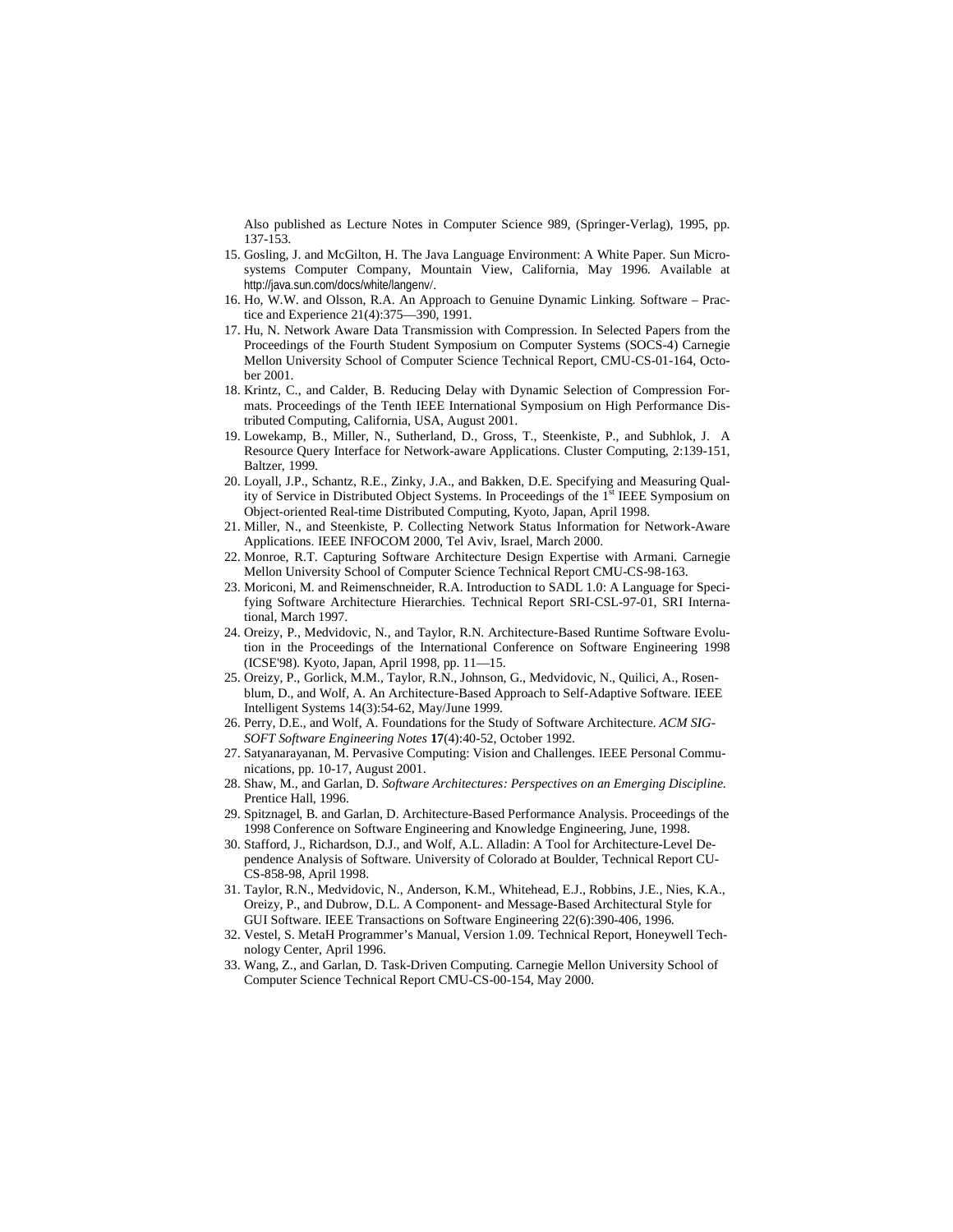Also published as Lecture Notes in Computer Science 989, (Springer-Verlag), 1995, pp. 137-153.

15. Gosling, J. and McGilton, H. The Java Language Environment: A White Paper. Sun Microsystems Computer Company, Mountain View, California, May 1996. Available at http://java.sun.com/docs/white/langenv/.
16. Ho, W.W. and Olsson, R.A. An Approach to Genuine Dynamic Linking. Software – Practice and Experience 21(4):375—390, 1991.
17. Hu, N. Network Aware Data Transmission with Compression. In Selected Papers from the Proceedings of the Fourth Student Symposium on Computer Systems (SOCS-4) Carnegie Mellon University School of Computer Science Technical Report, CMU-CS-01-164, October 2001.
18. Krintz, C., and Calder, B. Reducing Delay with Dynamic Selection of Compression Formats. Proceedings of the Tenth IEEE International Symposium on High Performance Distributed Computing, California, USA, August 2001.
19. Lowekamp, B., Miller, N., Sutherland, D., Gross, T., Steenkiste, P., and Subhlok, J. A Resource Query Interface for Network-aware Applications. Cluster Computing, 2:139-151, Baltzer, 1999.
20. Loyall, J.P., Schantz, R.E., Zinky, J.A., and Bakken, D.E. Specifying and Measuring Quality of Service in Distributed Object Systems. In Proceedings of the 1st IEEE Symposium on Object-oriented Real-time Distributed Computing, Kyoto, Japan, April 1998.
21. Miller, N., and Steenkiste, P. Collecting Network Status Information for Network-Aware Applications. IEEE INFOCOM 2000, Tel Aviv, Israel, March 2000.
22. Monroe, R.T. Capturing Software Architecture Design Expertise with Armani. Carnegie Mellon University School of Computer Science Technical Report CMU-CS-98-163.
23. Moriconi, M. and Reimenschneider, R.A. Introduction to SADL 1.0: A Language for Specifying Software Architecture Hierarchies. Technical Report SRI-CSL-97-01, SRI International, March 1997.
24. Oreizy, P., Medvidovic, N., and Taylor, R.N. Architecture-Based Runtime Software Evolution in the Proceedings of the International Conference on Software Engineering 1998 (ICSE'98). Kyoto, Japan, April 1998, pp. 11—15.
25. Oreizy, P., Gorlick, M.M., Taylor, R.N., Johnson, G., Medvidovic, N., Quilici, A., Rosenblum, D., and Wolf, A. An Architecture-Based Approach to Self-Adaptive Software. IEEE Intelligent Systems 14(3):54-62, May/June 1999.
26. Perry, D.E., and Wolf, A. Foundations for the Study of Software Architecture. *ACM SIGSOFT Software Engineering Notes* **17**(4):40-52, October 1992.
27. Satyanarayanan, M. Pervasive Computing: Vision and Challenges. IEEE Personal Communications, pp. 10-17, August 2001.
28. Shaw, M., and Garlan, D. *Software Architectures: Perspectives on an Emerging Discipline.* Prentice Hall, 1996.
29. Spitznagel, B. and Garlan, D. Architecture-Based Performance Analysis. Proceedings of the 1998 Conference on Software Engineering and Knowledge Engineering, June, 1998.
30. Stafford, J., Richardson, D.J., and Wolf, A.L. Alladin: A Tool for Architecture-Level Dependence Analysis of Software. University of Colorado at Boulder, Technical Report CU-CS-858-98, April 1998.
31. Taylor, R.N., Medvidovic, N., Anderson, K.M., Whitehead, E.J., Robbins, J.E., Nies, K.A., Oreizy, P., and Dubrow, D.L. A Component- and Message-Based Architectural Style for GUI Software. IEEE Transactions on Software Engineering 22(6):390-406, 1996.
32. Vestel, S. MetaH Programmer's Manual, Version 1.09. Technical Report, Honeywell Technology Center, April 1996.
33. Wang, Z., and Garlan, D. Task-Driven Computing. Carnegie Mellon University School of Computer Science Technical Report CMU-CS-00-154, May 2000.